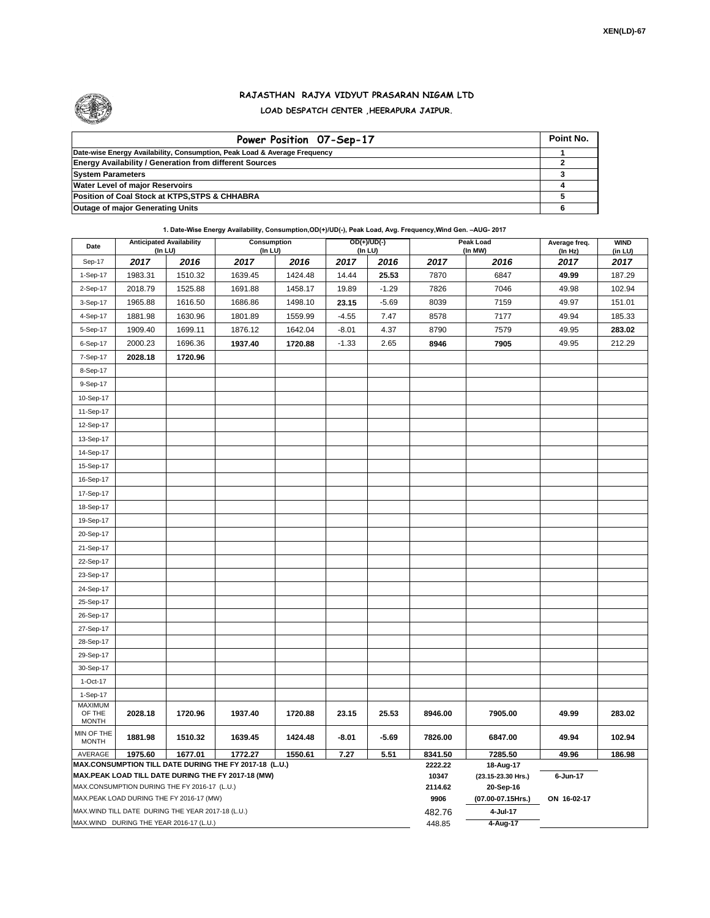XEN(LD)-67

# RAJASTHAN RAJYA VIDYUT PRASARAN NIGAM LTD

## LOAD DESPATCH CENTER ,HEERAPURA JAIPUR.

| Power Position 07-Sep-17 | Point No. |
|---|---|
| Date-wise Energy Availability, Consumption, Peak Load & Average Frequency | 1 |
| Energy Availability / Generation from different Sources | 2 |
| System Parameters | 3 |
| Water Level of major Reservoirs | 4 |
| Position of Coal Stock at KTPS,STPS & CHHABRA | 5 |
| Outage of major Generating Units | 6 |

**1. Date-Wise Energy Availability, Consumption,OD(+)/UD(-), Peak Load, Avg. Frequency,Wind Gen. –AUG- 2017**

| Date | Anticipated Availability (In LU) | | Consumption (In LU) | | OD(+)/UD(-) (In LU) | | Peak Load (In MW) | | Average freq. (In Hz) | WIND (in LU) |
|---|---|---|---|---|---|---|---|---|---|---|
| Sep-17 | 2017 | 2016 | 2017 | 2016 | 2017 | 2016 | 2017 | 2016 | 2017 | 2017 |
| 1-Sep-17 | 1983.31 | 1510.32 | 1639.45 | 1424.48 | 14.44 | **25.53** | 7870 | 6847 | **49.99** | 187.29 |
| 2-Sep-17 | 2018.79 | 1525.88 | 1691.88 | 1458.17 | 19.89 | -1.29 | 7826 | 7046 | 49.98 | 102.94 |
| 3-Sep-17 | 1965.88 | 1616.50 | 1686.86 | 1498.10 | **23.15** | -5.69 | 8039 | 7159 | 49.97 | 151.01 |
| 4-Sep-17 | 1881.98 | 1630.96 | 1801.89 | 1559.99 | -4.55 | 7.47 | 8578 | 7177 | 49.94 | 185.33 |
| 5-Sep-17 | 1909.40 | 1699.11 | 1876.12 | 1642.04 | -8.01 | 4.37 | 8790 | 7579 | 49.95 | **283.02** |
| 6-Sep-17 | 2000.23 | 1696.36 | **1937.40** | **1720.88** | -1.33 | 2.65 | **8946** | **7905** | 49.95 | 212.29 |
| 7-Sep-17 | **2028.18** | **1720.96** | | | | | | | | |
| 8-Sep-17 | | | | | | | | | | |
| 9-Sep-17 | | | | | | | | | | |
| 10-Sep-17 | | | | | | | | | | |
| 11-Sep-17 | | | | | | | | | | |
| 12-Sep-17 | | | | | | | | | | |
| 13-Sep-17 | | | | | | | | | | |
| 14-Sep-17 | | | | | | | | | | |
| 15-Sep-17 | | | | | | | | | | |
| 16-Sep-17 | | | | | | | | | | |
| 17-Sep-17 | | | | | | | | | | |
| 18-Sep-17 | | | | | | | | | | |
| 19-Sep-17 | | | | | | | | | | |
| 20-Sep-17 | | | | | | | | | | |
| 21-Sep-17 | | | | | | | | | | |
| 22-Sep-17 | | | | | | | | | | |
| 23-Sep-17 | | | | | | | | | | |
| 24-Sep-17 | | | | | | | | | | |
| 25-Sep-17 | | | | | | | | | | |
| 26-Sep-17 | | | | | | | | | | |
| 27-Sep-17 | | | | | | | | | | |
| 28-Sep-17 | | | | | | | | | | |
| 29-Sep-17 | | | | | | | | | | |
| 30-Sep-17 | | | | | | | | | | |
| 1-Oct-17 | | | | | | | | | | |
| 1-Sep-17 | | | | | | | | | | |
| MAXIMUM OF THE MONTH | 2028.18 | 1720.96 | 1937.40 | 1720.88 | 23.15 | 25.53 | 8946.00 | 7905.00 | 49.99 | 283.02 |
| MIN OF THE MONTH | 1881.98 | 1510.32 | 1639.45 | 1424.48 | -8.01 | -5.69 | 7826.00 | 6847.00 | 49.94 | 102.94 |
| AVERAGE | 1975.60 | 1677.01 | 1772.27 | 1550.61 | 7.27 | 5.51 | 8341.50 | 7285.50 | 49.96 | 186.98 |
| MAX.CONSUMPTION TILL DATE DURING THE FY 2017-18 (L.U.) | | | | | | | 2222.22 | 18-Aug-17 | | |
| MAX.PEAK LOAD TILL DATE DURING THE FY 2017-18 (MW) | | | | | | | 10347 | (23.15-23.30 Hrs.) | 6-Jun-17 | |
| MAX.CONSUMPTION DURING THE FY 2016-17 (L.U.) | | | | | | | 2114.62 | 20-Sep-16 | | |
| MAX.PEAK LOAD DURING THE FY 2016-17 (MW) | | | | | | | 9906 | (07.00-07.15Hrs.) | ON 16-02-17 | |
| MAX.WIND TILL DATE DURING THE YEAR 2017-18 (L.U.) | | | | | | | 482.76 | 4-Jul-17 | | |
| MAX.WIND DURING THE YEAR 2016-17 (L.U.) | | | | | | | 448.85 | 4-Aug-17 | | |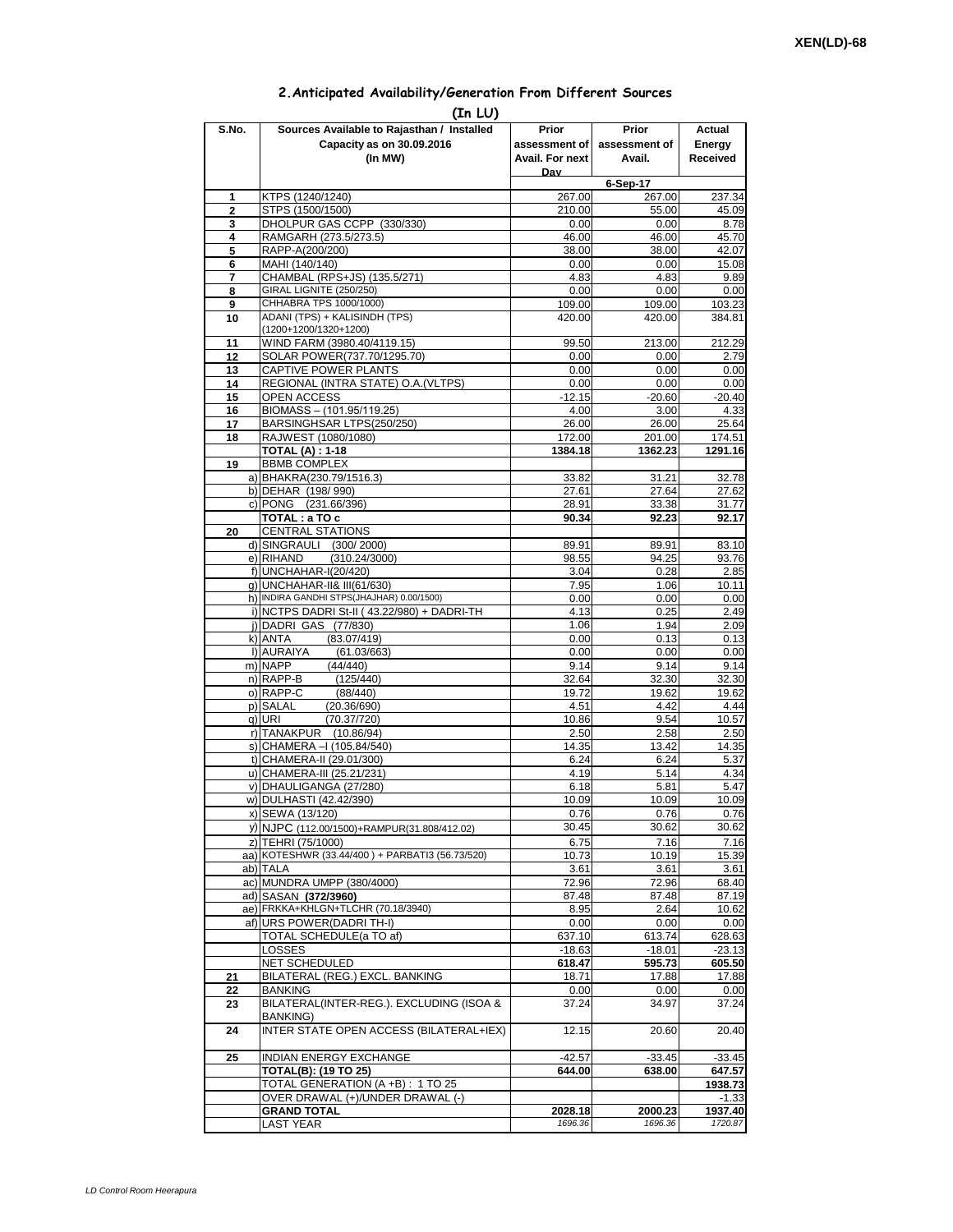XEN(LD)-68

## 2.Anticipated Availability/Generation From Different Sources

**(In LU)**

| S.No. | Sources Available to Rajasthan / Installed Capacity as on 30.09.2016 (In MW) | Prior assessment of Avail. For next Day | Prior assessment of Avail. | Actual Energy Received |
|---|---|---|---|---|
| | | | 6-Sep-17 | |
| 1 | KTPS (1240/1240) | 267.00 | 267.00 | 237.34 |
| 2 | STPS (1500/1500) | 210.00 | 55.00 | 45.09 |
| 3 | DHOLPUR GAS CCPP (330/330) | 0.00 | 0.00 | 8.78 |
| 4 | RAMGARH (273.5/273.5) | 46.00 | 46.00 | 45.70 |
| 5 | RAPP-A(200/200) | 38.00 | 38.00 | 42.07 |
| 6 | MAHI (140/140) | 0.00 | 0.00 | 15.08 |
| 7 | CHAMBAL (RPS+JS) (135.5/271) | 4.83 | 4.83 | 9.89 |
| 8 | GIRAL LIGNITE (250/250) | 0.00 | 0.00 | 0.00 |
| 9 | CHHABRA TPS 1000/1000) | 109.00 | 109.00 | 103.23 |
| 10 | ADANI (TPS) + KALISINDH (TPS) (1200+1200/1320+1200) | 420.00 | 420.00 | 384.81 |
| 11 | WIND FARM (3980.40/4119.15) | 99.50 | 213.00 | 212.29 |
| 12 | SOLAR POWER(737.70/1295.70) | 0.00 | 0.00 | 2.79 |
| 13 | CAPTIVE POWER PLANTS | 0.00 | 0.00 | 0.00 |
| 14 | REGIONAL (INTRA STATE) O.A.(VLTPS) | 0.00 | 0.00 | 0.00 |
| 15 | OPEN ACCESS | -12.15 | -20.60 | -20.40 |
| 16 | BIOMASS – (101.95/119.25) | 4.00 | 3.00 | 4.33 |
| 17 | BARSINGHSAR LTPS(250/250) | 26.00 | 26.00 | 25.64 |
| 18 | RAJWEST (1080/1080) | 172.00 | 201.00 | 174.51 |
| | **TOTAL (A) : 1-18** | **1384.18** | **1362.23** | **1291.16** |
| 19 | BBMB COMPLEX | | | |
| | a) BHAKRA(230.79/1516.3) | 33.82 | 31.21 | 32.78 |
| | b) DEHAR (198/ 990) | 27.61 | 27.64 | 27.62 |
| | c) PONG (231.66/396) | 28.91 | 33.38 | 31.77 |
| | **TOTAL : a TO c** | **90.34** | **92.23** | **92.17** |
| 20 | CENTRAL STATIONS | | | |
| | d) SINGRAULI (300/ 2000) | 89.91 | 89.91 | 83.10 |
| | e) RIHAND (310.24/3000) | 98.55 | 94.25 | 93.76 |
| | f) UNCHAHAR-I(20/420) | 3.04 | 0.28 | 2.85 |
| | g) UNCHAHAR-II& III(61/630) | 7.95 | 1.06 | 10.11 |
| | h) INDIRA GANDHI STPS(JHAJHAR) 0.00/1500) | 0.00 | 0.00 | 0.00 |
| | i) NCTPS DADRI St-II ( 43.22/980) + DADRI-TH | 4.13 | 0.25 | 2.49 |
| | j) DADRI GAS (77/830) | 1.06 | 1.94 | 2.09 |
| | k) ANTA (83.07/419) | 0.00 | 0.13 | 0.13 |
| | l) AURAIYA (61.03/663) | 0.00 | 0.00 | 0.00 |
| | m) NAPP (44/440) | 9.14 | 9.14 | 9.14 |
| | n) RAPP-B (125/440) | 32.64 | 32.30 | 32.30 |
| | o) RAPP-C (88/440) | 19.72 | 19.62 | 19.62 |
| | p) SALAL (20.36/690) | 4.51 | 4.42 | 4.44 |
| | q) URI (70.37/720) | 10.86 | 9.54 | 10.57 |
| | r) TANAKPUR (10.86/94) | 2.50 | 2.58 | 2.50 |
| | s) CHAMERA –I (105.84/540) | 14.35 | 13.42 | 14.35 |
| | t) CHAMERA-II (29.01/300) | 6.24 | 6.24 | 5.37 |
| | u) CHAMERA-III (25.21/231) | 4.19 | 5.14 | 4.34 |
| | v) DHAULIGANGA (27/280) | 6.18 | 5.81 | 5.47 |
| | w) DULHASTI (42.42/390) | 10.09 | 10.09 | 10.09 |
| | x) SEWA (13/120) | 0.76 | 0.76 | 0.76 |
| | y) NJPC (112.00/1500)+RAMPUR(31.808/412.02) | 30.45 | 30.62 | 30.62 |
| | z) TEHRI (75/1000) | 6.75 | 7.16 | 7.16 |
| | aa) KOTESHWR (33.44/400 ) + PARBATI3 (56.73/520) | 10.73 | 10.19 | 15.39 |
| | ab) TALA | 3.61 | 3.61 | 3.61 |
| | ac) MUNDRA UMPP (380/4000) | 72.96 | 72.96 | 68.40 |
| | ad) SASAN **(372/3960)** | 87.48 | 87.48 | 87.19 |
| | ae) FRKKA+KHLGN+TLCHR (70.18/3940) | 8.95 | 2.64 | 10.62 |
| | af) URS POWER(DADRI TH-I) | 0.00 | 0.00 | 0.00 |
| | TOTAL SCHEDULE(a TO af) | 637.10 | 613.74 | 628.63 |
| | LOSSES | -18.63 | -18.01 | -23.13 |
| | NET SCHEDULED | **618.47** | **595.73** | **605.50** |
| 21 | BILATERAL (REG.) EXCL. BANKING | 18.71 | 17.88 | 17.88 |
| 22 | BANKING | 0.00 | 0.00 | 0.00 |
| 23 | BILATERAL(INTER-REG.). EXCLUDING (ISOA & BANKING) | 37.24 | 34.97 | 37.24 |
| 24 | INTER STATE OPEN ACCESS (BILATERAL+IEX) | 12.15 | 20.60 | 20.40 |
| 25 | INDIAN ENERGY EXCHANGE | -42.57 | -33.45 | -33.45 |
| | **TOTAL(B): (19 TO 25)** | **644.00** | **638.00** | **647.57** |
| | TOTAL GENERATION (A +B) : 1 TO 25 | | | **1938.73** |
| | OVER DRAWAL (+)/UNDER DRAWAL (-) | | | -1.33 |
| | **GRAND TOTAL** | **2028.18** | **2000.23** | **1937.40** |
| | LAST YEAR | *1696.36* | *1696.36* | *1720.87* |

*LD Control Room Heerapura*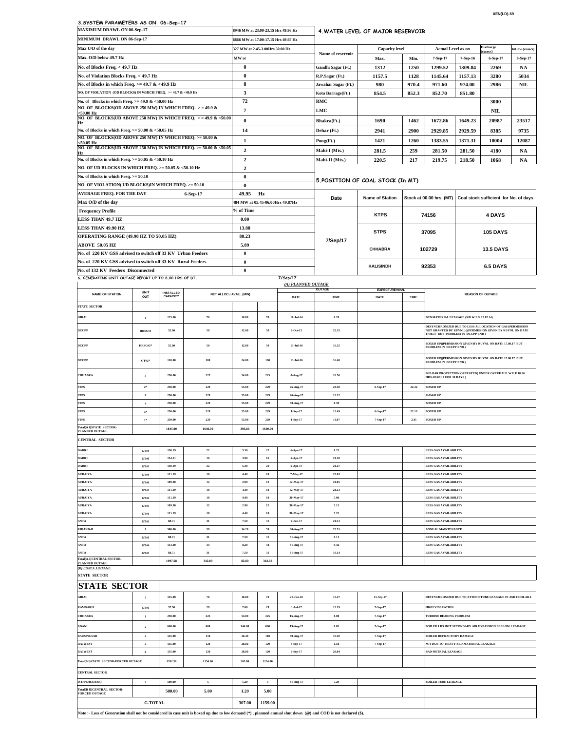XEN(LD)-69

### 3.SYSTEM PARAMETERS AS ON 06-Sep-17

| | |
|---|---|
| MAXIMUM DRAWL ON 06-Sep-17 | 8946 MW at 23.00-23.15 Hrs 49.96 Hz |
| MINIMUM DRAWL ON 06-Sep-17 | 6866 MW at 17.00-17.15 Hrs 49.95 Hz |
| Max U/D of the day | 327 MW at 2.45-3.00Hrs 50.00 Hz |
| Max. O/D below 49.7 Hz | MW at |
| No. of Blocks Freq. < 49.7 Hz | 0 |
| No. of Violation Blocks Freq. < 49.7 Hz | 0 |
| No. of Blocks in which Freq. >= 49.7 & <49.9 Hz | 8 |
| NO. OF VIOLATION (OD BLOCKS) IN WHICH FREQ. >= 49.7 & <49.9 Hz | 3 |
| No. of Blocks in which Freq. >= 49.9 & <50.00 Hz | 72 |
| NO. OF BLOCKS(OD ABOVE 250 MW) IN WHICH FREQ. > = 49.9 & <50.00 Hz | 7 |
| NO. OF BLOCKS(UD ABOVE 250 MW) IN WHICH FREQ. > = 49.9 & <50.00 Hz | 0 |
| No. of Blocks in which Freq. >= 50.00 & <50.05 Hz | 14 |
| NO. OF BLOCKS(OD ABOVE 250 MW) IN WHICH FREQ. >= 50.00 & <50.05 Hz | 1 |
| NO. OF BLOCKS(UD ABOVE 250 MW) IN WHICH FREQ. >= 50.00 & <50.05 Hz | 2 |
| No. of Blocks in which Freq. >= 50.05 & <50.10 Hz | 2 |
| NO. OF UD BLOCKS IN WHICH FREQ. >= 50.05 & <50.10 Hz | 2 |
| No. of Blocks in which Freq. >= 50.10 | 0 |
| NO. OF VIOLATION( UD BLOCKS)IN WHICH FREQ. >= 50.10 | 0 |
| AVERAGE FREQ. FOR THE DAY 6-Sep-17 | 49.95 Hz |
| Max O/D of the day | 484 MW at 05.45-06.00Hrs 49.87Hz |
| Frequency Profile | % of Time |
| LESS THAN 49.7 HZ | 0.00 |
| LESS THAN 49.90 HZ | 13.88 |
| OPERATING RANGE (49.90 HZ TO 50.05 HZ) | 80.23 |
| ABOVE 50.05 HZ | 5.89 |
| No. of 220 KV GSS advised to switch off 33 KV Urban Feeders | 0 |
| No. of 220 KV GSS advised to switch off 33 KV Rural Feeders | 0 |
| No. of 132 KV Feeders Disconnected | 0 |

### 4.WATER LEVEL OF MAJOR RESERVOIR

| Name of reservoir | Capacity level | | Actual Level as on | | Discharge (cusecs) | Inflow (cusecs) |
|---|---|---|---|---|---|---|
| | Max. | Min. | 7-Sep-17 | 7-Sep-16 | 6-Sep-17 | 6-Sep-17 |
| Gandhi Sagar (Ft.) | 1312 | 1250 | 1299.52 | 1309.84 | 2269 | NA |
| R.P.Sagar (Ft.) | 1157.5 | 1128 | 1145.64 | 1157.13 | 3280 | 5034 |
| Jawahar Sagar (Ft.) | 980 | 970.4 | 971.60 | 974.00 | 2986 | NIL |
| Kota Barrage(Ft.) | 854.5 | 852.3 | 852.70 | 851.80 | | |
| RMC | | | | | 3000 | |
| LMC | | | | | NIL | |
| Bhakra(Ft.) | 1690 | 1462 | 1672.86 | 1649.23 | 20987 | 23517 |
| Dehar (Ft.) | 2941 | 2900 | 2929.85 | 2929.59 | 8385 | 9735 |
| Pong(Ft.) | 1421 | 1260 | 1383.55 | 1371.31 | 10004 | 12087 |
| Mahi-I (Mts.) | 281.5 | 259 | 281.50 | 281.50 | 4180 | NA |
| Mahi-II (Mts.) | 220.5 | 217 | 219.75 | 218.50 | 1068 | NA |

### 5.POSITION OF COAL STOCK (In MT)

| Date | Name of Station | Stock at 00.00 hrs. (MT) | Coal stock sufficient for No. of days |
|---|---|---|---|
| 7/Sep/17 | KTPS | 74156 | 4 DAYS |
| | STPS | 37095 | 105 DAYS |
| | CHHABRA | 102729 | 13.5 DAYS |
| | KALISINDH | 92353 | 6.5 DAYS |

### 6. GENERATING UNIT OUTAGE REPORT UP TO 8.00 HRS OF DT. 7/Sep/17

| NAME OF STATION | UNIT OUT | INSTALLED CAPACITY | NET ALLOC./ AVAIL. (MW) | | | OUTAGE DATE | OUTAGE TIME | EXPECT./REVIVAL DATE | EXPECT./REVIVAL TIME | REASON OF OUTAGE |
|---|---|---|---|---|---|---|---|---|---|---|
| *(A) PLANNED OUTAGE* | | | | | | | | | | |
| STATE SECTOR | | | | | | | | | | |
| GIRAL | 1 | 125.00 | 70 | 16.80 | 70 | 11-Jul-14 | 8.20 | | | BED MATERIAL LEAKAGE (S/D W.E.F.15.07.14) |
| DCCPP | HRSG#1 | 55.00 | 50 | 12.00 | 50 | 3-Oct-15 | 22.35 | | | DESYNCHRONIZED DUE TO LESS ALLOCATION OF GAS (PERMISSION NOT GRANTED BY RUVNL) )(PERMISSION GIVEN BY RUVNL ON DATE 17.08.17 BUT PROBLEM IN DCCPP END ) |
| DCCPP | HRSG#2* | 55.00 | 50 | 12.00 | 50 | 13-Jul-16 | 16.35 | | | BOXED UP)(PERMISSION GIVEN BY RUVNL ON DATE 17.08.17 BUT PROBLEM IN DCCPP END ) |
| DCCPP | GT#2* | 110.00 | 100 | 24.00 | 100 | 13-Jul-16 | 16.40 | | | BOXED UP)(PERMISSION GIVEN BY RUVNL ON DATE 17.08.17 BUT PROBLEM IN DCCPP END ) |
| CHHABRA | 3 | 250.00 | 225 | 54.00 | 225 | 8-Aug-17 | 18.56 | | | BUS BAR PROTECTION OPERATED( UNDER OVERHAUL W.E.F 18.56 HRS./08.08.17 FOR 30 DAYS ) |
| STPS | 2* | 250.00 | 229 | 55.00 | 229 | 25-Aug-17 | 23.58 | 6-Sep-17 | 22.42 | BOXED UP |
| STPS | 6 | 250.00 | 229 | 55.00 | 229 | 26-Aug-17 | 12.22 | | | BOXED UP |
| STPS | 4 | 250.00 | 229 | 55.00 | 229 | 30-Aug-17 | 8.39 | | | BOXED UP |
| STPS | 3* | 250.00 | 229 | 55.00 | 229 | 1-Sep-17 | 12.49 | 6-Sep-17 | 22.13 | BOXED UP |
| STPS | 1* | 250.00 | 229 | 55.00 | 229 | 1-Sep-17 | 13.07 | 7-Sep-17 | 2.45 | BOXED UP |
| Total(A I)STATE SECTOR-PLANNED OUTAGE | | 1845.00 | 1640.00 | 393.80 | 1640.00 | | | | | |
| CENTRAL SECTOR | | | | | | | | | | |
| DADRI | GT#4 | 130.19 | 22 | 5.30 | 22 | 6-Apr-17 | 0.23 | | | LESS GAS AVAILABILITY |
| DADRI | GT#6 | 154.51 | 16 | 3.90 | 16 | 6-Apr-17 | 21.18 | | | LESS GAS AVAILABILITY |
| DADRI | GT#3 | 130.19 | 22 | 5.30 | 22 | 6-Apr-17 | 21.27 | | | LESS GAS AVAILABILITY |
| AURAIYA | GT#4 | 111.19 | 18 | 4.40 | 18 | 7-May-17 | 22.03 | | | LESS GAS AVAILABILITY |
| AURAIYA | GT#6 | 109.30 | 12 | 2.90 | 12 | 12-May-17 | 21.05 | | | LESS GAS AVAILABILITY |
| AURAIYA | GT#3 | 111.19 | 18 | 4.40 | 18 | 12-May-17 | 21.13 | | | LESS GAS AVAILABILITY |
| AURAIYA | GT#2 | 111.19 | 18 | 4.40 | 18 | 30-May-17 | 5.06 | | | LESS GAS AVAILABILITY |
| AURAIYA | GT#5 | 109.30 | 12 | 2.90 | 12 | 30-May-17 | 5.15 | | | LESS GAS AVAILABILITY |
| AURAIYA | GT#1 | 111.19 | 18 | 4.40 | 18 | 30-May-17 | 5.22 | | | LESS GAS AVAILABILITY |
| ANTA | GT#2 | 88.71 | 31 | 7.50 | 31 | 9-Jun-17 | 21.51 | | | LESS GAS AVAILABILITY |
| RIHAND-II | 1 | 500.00 | 59 | 14.20 | 59 | 30-Aug-17 | 22.51 | | | ANNUAL MAINTENANCE |
| ANTA | GT#1 | 88.71 | 31 | 7.50 | 31 | 31-Aug-17 | 9.11 | | | LESS GAS AVAILABILITY |
| ANTA | GT#4 | 153.20 | 34 | 8.20 | 34 | 31-Aug-17 | 9.42 | | | LESS GAS AVAILABILITY |
| ANTA | GT#3 | 88.71 | 31 | 7.50 | 31 | 31-Aug-17 | 10.14 | | | LESS GAS AVAILABILITY |
| Total(A-I)CENTRAL SECTOR-PLANNED OUTAGE | | 1997.58 | 342.00 | 82.80 | 342.00 | | | | | |
| *(B) FORCE OUTAGE* | | | | | | | | | | |
| STATE SECTOR | | | | | | | | | | |
| **STATE SECTOR** | | | | | | | | | | |
| GIRAL | 2 | 125.00 | 70 | 16.80 | 70 | 27-Jan-16 | 15.27 | 15-Sep-17 | | DESYNCHRONIZED DUE TO ATTEND TUBE LEAKAGE IN ASH COOLAR-I |
| RAMGARH | GT#1 | 37.50 | 29 | 7.00 | 29 | 1-Jul-17 | 12.19 | 7-Sep-17 | | HIGH VIBERATION |
| CHHABRA | 1 | 250.00 | 225 | 54.00 | 225 | 15-Aug-17 | 8.00 | 7-Sep-17 | | TURBINE BEARING PROBLEM |
| ADANI | 2 | 660.00 | 600 | 144.00 | 600 | 19-Aug-17 | 6.02 | 7-Sep-17 | | BOILER LHS HOT SECONDARY AIR EXPANSION BELLOW LEAKAGE |
| BARSINGSAR | 2 | 125.00 | 110 | 26.40 | 110 | 30-Aug-17 | 10.30 | 7-Sep-17 | | BOILER REFRACTORY DAMAGE |
| RAJWEST | 4 | 135.00 | 120 | 28.80 | 120 | 3-Sep-17 | 1.58 | 7-Sep-17 | | S/T DUE TO HEAVY BED MATERIAL LEAKAGE |
| RAJWEST | 6 | 135.00 | 120 | 28.80 | 120 | 6-Sep-17 | 20.04 | | | BAD METRIAL LEAKAGE |
| Total(B I)STATE SECTOR-FORCED OUTAGE | | 1332.50 | 1154.00 | 305.80 | 1154.00 | | | | | |
| CENTRAL SECTOR | | | | | | | | | | |
| ISTPP(JHAJJAR) | 2 | 500.00 | 5 | 1.20 | 5 | 31-Aug-17 | 7.29 | | | BOILER TUBE LEAKAGE |
| Total(B II)CENTRAL SECTOR-FORCED OUTAGE | | 500.00 | 5.00 | 1.20 | 5.00 | | | | | |
| G.TOTAL | | | | 307.00 | 1159.00 | | | | | |

Note :- Loss of Generation shall not be considered in case unit is boxed up due to low demand (*) , planned annual shut down (@) and COD is not declared ($).